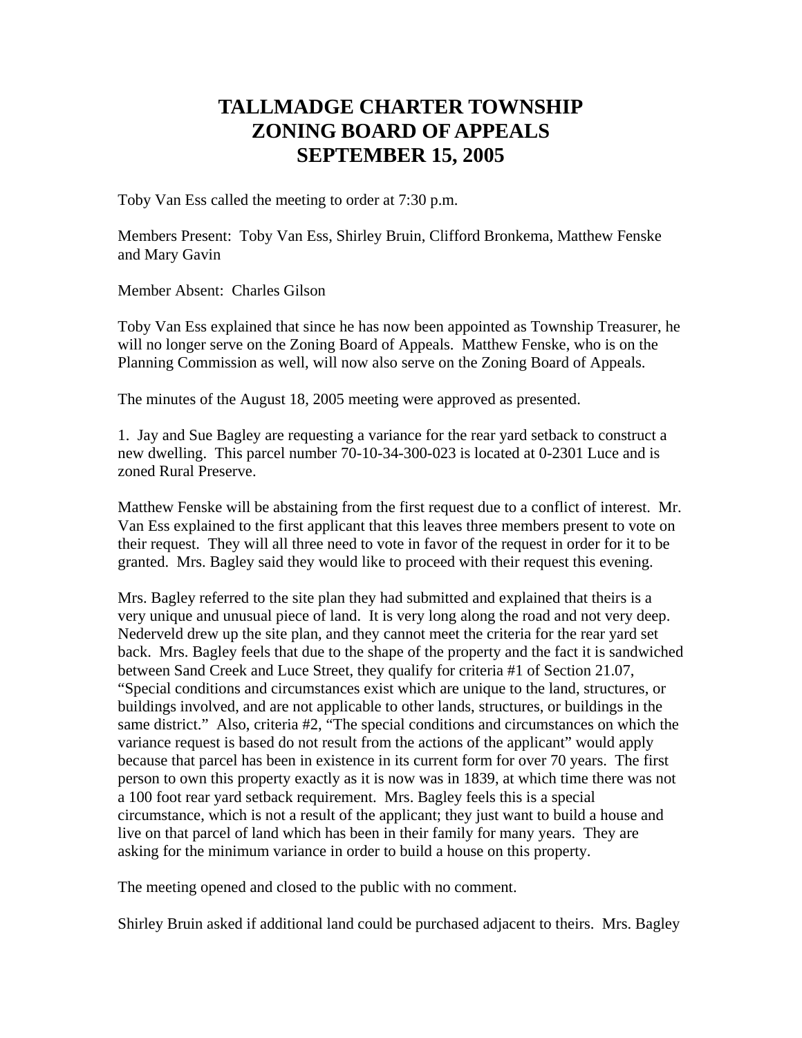# TALLMADGE CHARTER TOWNSHIP
# ZONING BOARD OF APPEALS
# SEPTEMBER 15, 2005

Toby Van Ess called the meeting to order at 7:30 p.m.

Members Present: Toby Van Ess, Shirley Bruin, Clifford Bronkema, Matthew Fenske and Mary Gavin

Member Absent: Charles Gilson

Toby Van Ess explained that since he has now been appointed as Township Treasurer, he will no longer serve on the Zoning Board of Appeals. Matthew Fenske, who is on the Planning Commission as well, will now also serve on the Zoning Board of Appeals.

The minutes of the August 18, 2005 meeting were approved as presented.

1. Jay and Sue Bagley are requesting a variance for the rear yard setback to construct a new dwelling. This parcel number 70-10-34-300-023 is located at 0-2301 Luce and is zoned Rural Preserve.

Matthew Fenske will be abstaining from the first request due to a conflict of interest. Mr. Van Ess explained to the first applicant that this leaves three members present to vote on their request. They will all three need to vote in favor of the request in order for it to be granted. Mrs. Bagley said they would like to proceed with their request this evening.

Mrs. Bagley referred to the site plan they had submitted and explained that theirs is a very unique and unusual piece of land. It is very long along the road and not very deep. Nederveld drew up the site plan, and they cannot meet the criteria for the rear yard set back. Mrs. Bagley feels that due to the shape of the property and the fact it is sandwiched between Sand Creek and Luce Street, they qualify for criteria #1 of Section 21.07, "Special conditions and circumstances exist which are unique to the land, structures, or buildings involved, and are not applicable to other lands, structures, or buildings in the same district." Also, criteria #2, "The special conditions and circumstances on which the variance request is based do not result from the actions of the applicant" would apply because that parcel has been in existence in its current form for over 70 years. The first person to own this property exactly as it is now was in 1839, at which time there was not a 100 foot rear yard setback requirement. Mrs. Bagley feels this is a special circumstance, which is not a result of the applicant; they just want to build a house and live on that parcel of land which has been in their family for many years. They are asking for the minimum variance in order to build a house on this property.

The meeting opened and closed to the public with no comment.

Shirley Bruin asked if additional land could be purchased adjacent to theirs. Mrs. Bagley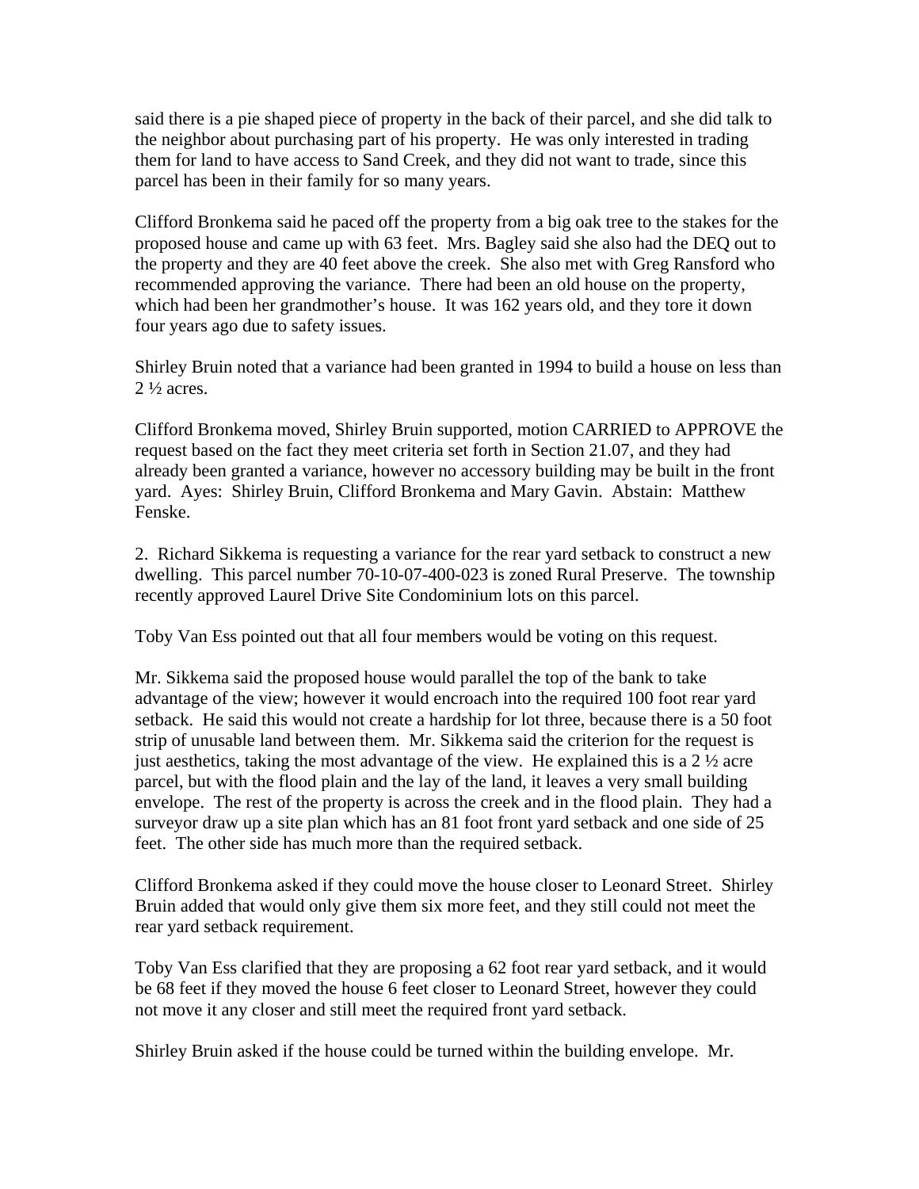said there is a pie shaped piece of property in the back of their parcel, and she did talk to the neighbor about purchasing part of his property. He was only interested in trading them for land to have access to Sand Creek, and they did not want to trade, since this parcel has been in their family for so many years.

Clifford Bronkema said he paced off the property from a big oak tree to the stakes for the proposed house and came up with 63 feet. Mrs. Bagley said she also had the DEQ out to the property and they are 40 feet above the creek. She also met with Greg Ransford who recommended approving the variance. There had been an old house on the property, which had been her grandmother's house. It was 162 years old, and they tore it down four years ago due to safety issues.

Shirley Bruin noted that a variance had been granted in 1994 to build a house on less than 2 ½ acres.

Clifford Bronkema moved, Shirley Bruin supported, motion CARRIED to APPROVE the request based on the fact they meet criteria set forth in Section 21.07, and they had already been granted a variance, however no accessory building may be built in the front yard. Ayes: Shirley Bruin, Clifford Bronkema and Mary Gavin. Abstain: Matthew Fenske.

2. Richard Sikkema is requesting a variance for the rear yard setback to construct a new dwelling. This parcel number 70-10-07-400-023 is zoned Rural Preserve. The township recently approved Laurel Drive Site Condominium lots on this parcel.

Toby Van Ess pointed out that all four members would be voting on this request.

Mr. Sikkema said the proposed house would parallel the top of the bank to take advantage of the view; however it would encroach into the required 100 foot rear yard setback. He said this would not create a hardship for lot three, because there is a 50 foot strip of unusable land between them. Mr. Sikkema said the criterion for the request is just aesthetics, taking the most advantage of the view. He explained this is a 2 ½ acre parcel, but with the flood plain and the lay of the land, it leaves a very small building envelope. The rest of the property is across the creek and in the flood plain. They had a surveyor draw up a site plan which has an 81 foot front yard setback and one side of 25 feet. The other side has much more than the required setback.

Clifford Bronkema asked if they could move the house closer to Leonard Street. Shirley Bruin added that would only give them six more feet, and they still could not meet the rear yard setback requirement.

Toby Van Ess clarified that they are proposing a 62 foot rear yard setback, and it would be 68 feet if they moved the house 6 feet closer to Leonard Street, however they could not move it any closer and still meet the required front yard setback.

Shirley Bruin asked if the house could be turned within the building envelope. Mr.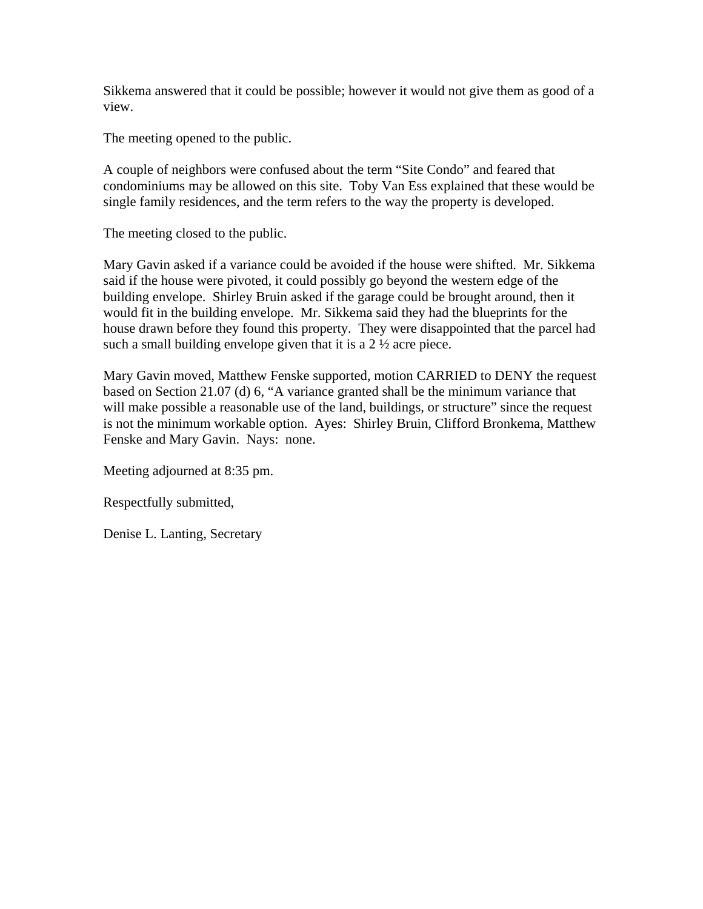Sikkema answered that it could be possible; however it would not give them as good of a view.

The meeting opened to the public.

A couple of neighbors were confused about the term "Site Condo" and feared that condominiums may be allowed on this site. Toby Van Ess explained that these would be single family residences, and the term refers to the way the property is developed.

The meeting closed to the public.

Mary Gavin asked if a variance could be avoided if the house were shifted. Mr. Sikkema said if the house were pivoted, it could possibly go beyond the western edge of the building envelope. Shirley Bruin asked if the garage could be brought around, then it would fit in the building envelope. Mr. Sikkema said they had the blueprints for the house drawn before they found this property. They were disappointed that the parcel had such a small building envelope given that it is a 2 ½ acre piece.

Mary Gavin moved, Matthew Fenske supported, motion CARRIED to DENY the request based on Section 21.07 (d) 6, "A variance granted shall be the minimum variance that will make possible a reasonable use of the land, buildings, or structure" since the request is not the minimum workable option. Ayes: Shirley Bruin, Clifford Bronkema, Matthew Fenske and Mary Gavin. Nays: none.

Meeting adjourned at 8:35 pm.

Respectfully submitted,

Denise L. Lanting, Secretary